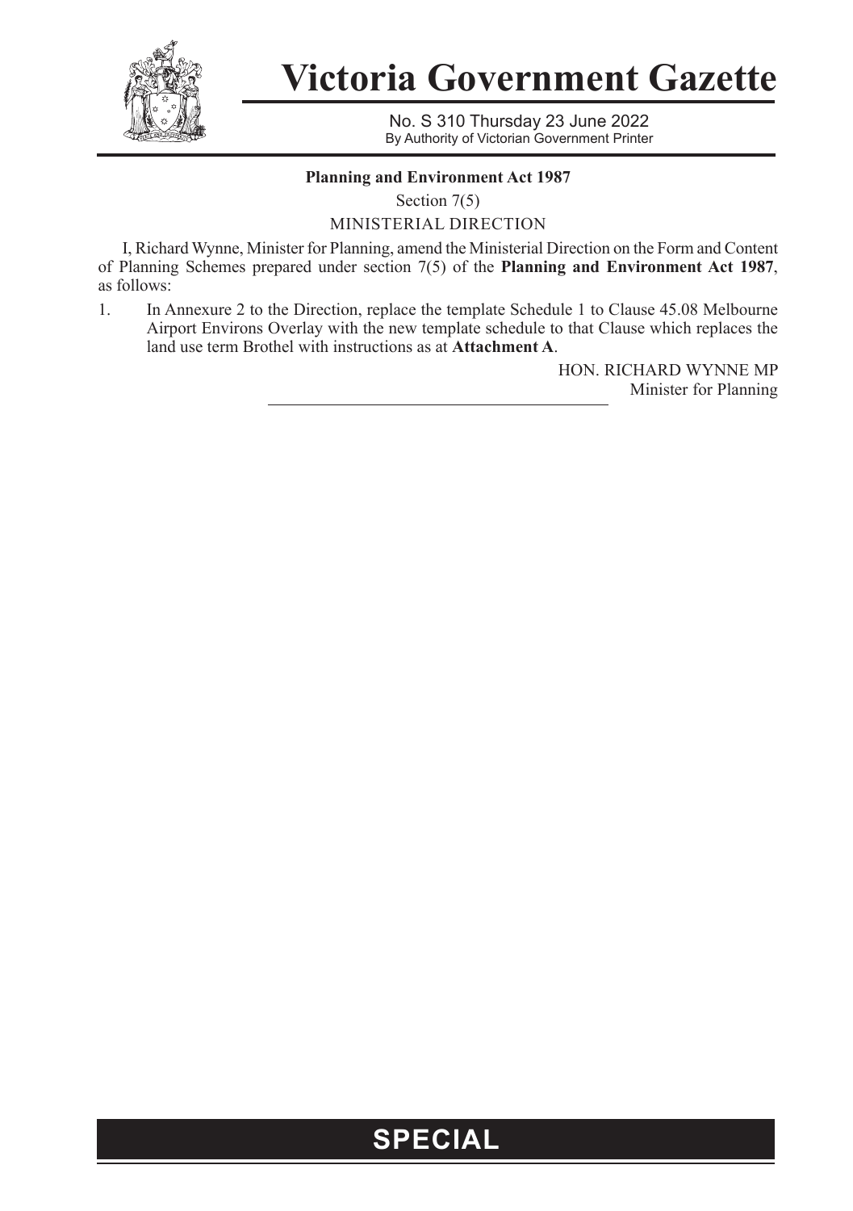# Victoria Government Gazette

No. S 310 Thursday 23 June 2022
By Authority of Victorian Government Printer

**Planning and Environment Act 1987**

Section 7(5)

MINISTERIAL DIRECTION

I, Richard Wynne, Minister for Planning, amend the Ministerial Direction on the Form and Content of Planning Schemes prepared under section 7(5) of the **Planning and Environment Act 1987**, as follows:

1. In Annexure 2 to the Direction, replace the template Schedule 1 to Clause 45.08 Melbourne Airport Environs Overlay with the new template schedule to that Clause which replaces the land use term Brothel with instructions as at **Attachment A**.

HON. RICHARD WYNNE MP
Minister for Planning

**SPECIAL**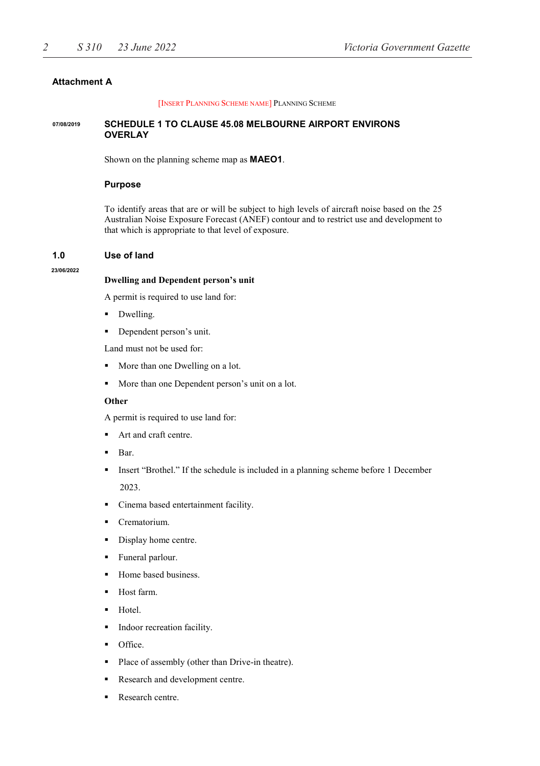**Attachment A**

[INSERT PLANNING SCHEME NAME] PLANNING SCHEME

07/08/2019

## SCHEDULE 1 TO CLAUSE 45.08 MELBOURNE AIRPORT ENVIRONS OVERLAY

Shown on the planning scheme map as **MAEO1**.

### Purpose

To identify areas that are or will be subject to high levels of aircraft noise based on the 25 Australian Noise Exposure Forecast (ANEF) contour and to restrict use and development to that which is appropriate to that level of exposure.

### 1.0 Use of land

23/06/2022

**Dwelling and Dependent person's unit**

A permit is required to use land for:

- Dwelling.
- Dependent person's unit.

Land must not be used for:

- More than one Dwelling on a lot.
- More than one Dependent person's unit on a lot.

**Other**

A permit is required to use land for:

- Art and craft centre.
- Bar.
- Insert "Brothel." If the schedule is included in a planning scheme before 1 December 2023.
- Cinema based entertainment facility.
- Crematorium.
- Display home centre.
- Funeral parlour.
- Home based business.
- Host farm.
- Hotel.
- Indoor recreation facility.
- Office.
- Place of assembly (other than Drive-in theatre).
- Research and development centre.
- Research centre.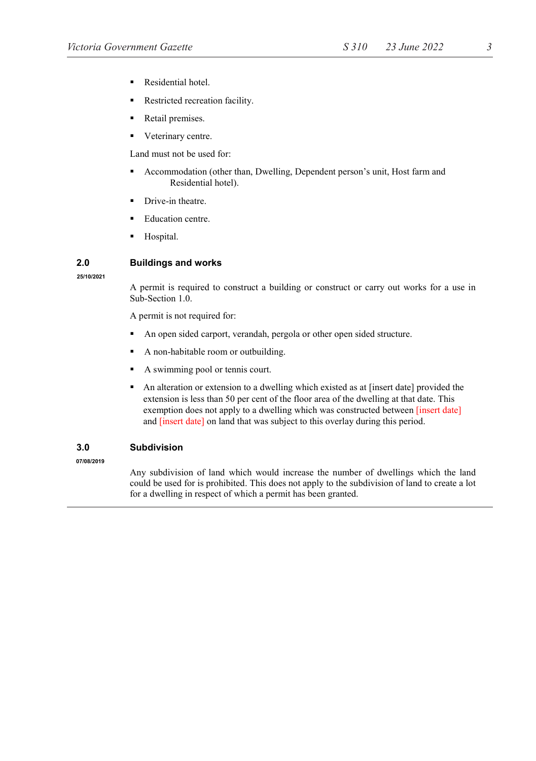- Residential hotel.
- Restricted recreation facility.
- Retail premises.
- Veterinary centre.

Land must not be used for:

- Accommodation (other than, Dwelling, Dependent person's unit, Host farm and Residential hotel).
- Drive-in theatre.
- Education centre.
- Hospital.

## 2.0 Buildings and works

25/10/2021

A permit is required to construct a building or construct or carry out works for a use in Sub-Section 1.0.

A permit is not required for:

- An open sided carport, verandah, pergola or other open sided structure.
- A non-habitable room or outbuilding.
- A swimming pool or tennis court.
- An alteration or extension to a dwelling which existed as at [insert date] provided the extension is less than 50 per cent of the floor area of the dwelling at that date. This exemption does not apply to a dwelling which was constructed between [insert date] and [insert date] on land that was subject to this overlay during this period.

## 3.0 Subdivision

07/08/2019

Any subdivision of land which would increase the number of dwellings which the land could be used for is prohibited. This does not apply to the subdivision of land to create a lot for a dwelling in respect of which a permit has been granted.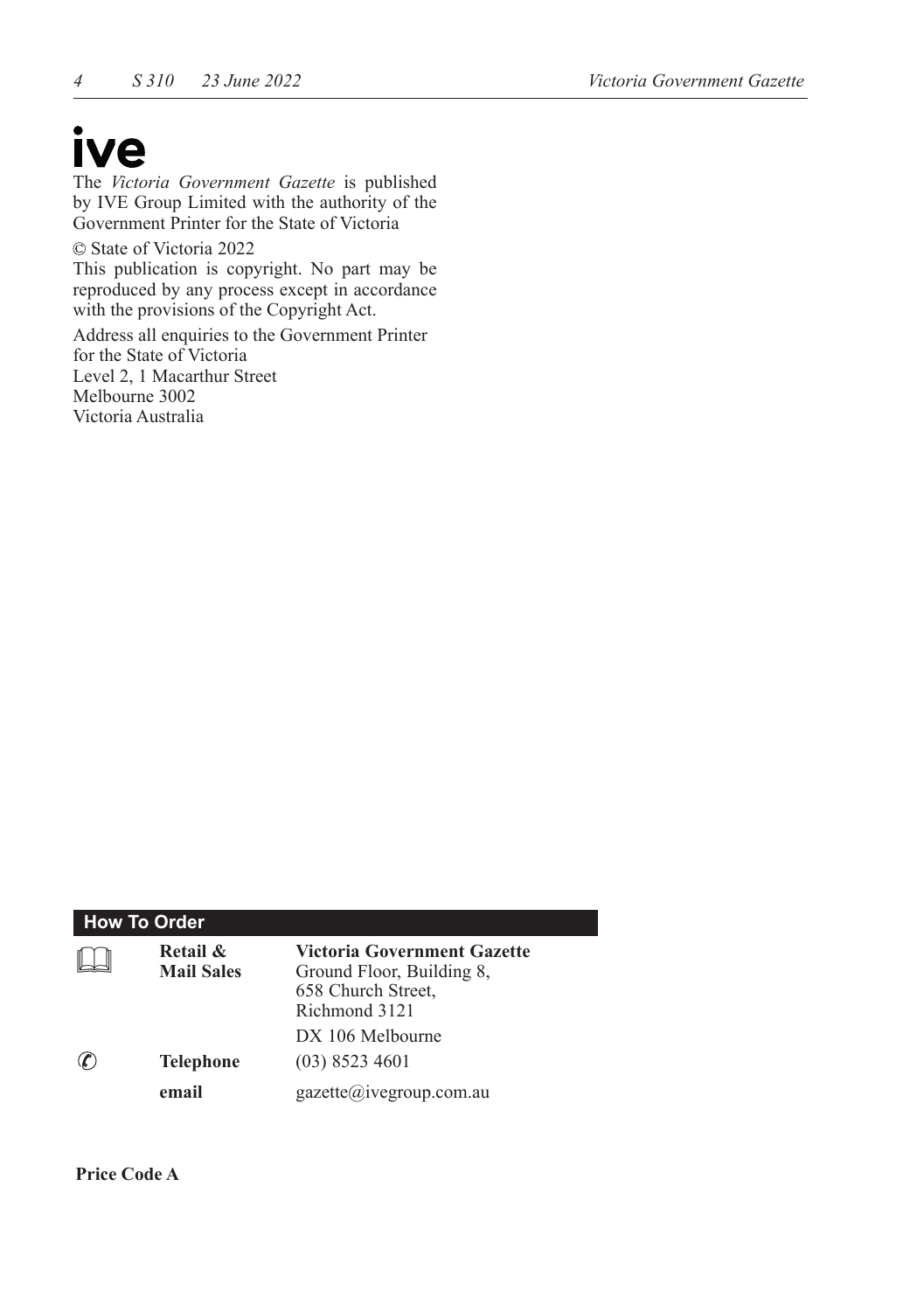ive

The *Victoria Government Gazette* is published by IVE Group Limited with the authority of the Government Printer for the State of Victoria

© State of Victoria 2022

This publication is copyright. No part may be reproduced by any process except in accordance with the provisions of the Copyright Act.

Address all enquiries to the Government Printer for the State of Victoria
Level 2, 1 Macarthur Street
Melbourne 3002
Victoria Australia

## How To Order

| | | |
|---|---|---|
| | **Retail & Mail Sales** | **Victoria Government Gazette**<br>Ground Floor, Building 8,<br>658 Church Street,<br>Richmond 3121<br>DX 106 Melbourne |
| | **Telephone** | (03) 8523 4601 |
| | **email** | gazette@ivegroup.com.au |

**Price Code A**